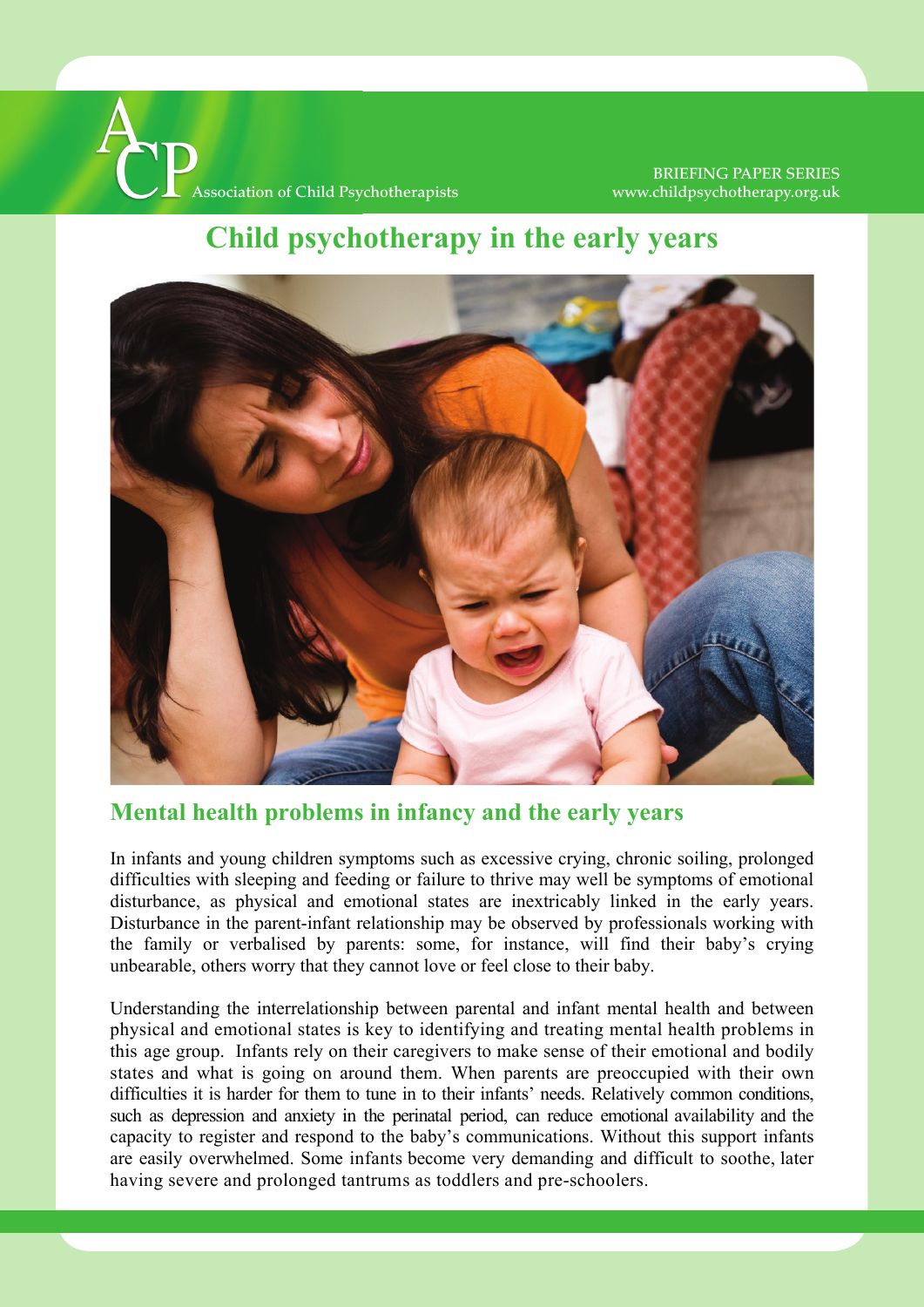ACP Association of Child Psychotherapists

BRIEFING PAPER SERIES
www.childpsychotherapy.org.uk

# Child psychotherapy in the early years

## Mental health problems in infancy and the early years

In infants and young children symptoms such as excessive crying, chronic soiling, prolonged difficulties with sleeping and feeding or failure to thrive may well be symptoms of emotional disturbance, as physical and emotional states are inextricably linked in the early years. Disturbance in the parent-infant relationship may be observed by professionals working with the family or verbalised by parents: some, for instance, will find their baby's crying unbearable, others worry that they cannot love or feel close to their baby.

Understanding the interrelationship between parental and infant mental health and between physical and emotional states is key to identifying and treating mental health problems in this age group. Infants rely on their caregivers to make sense of their emotional and bodily states and what is going on around them. When parents are preoccupied with their own difficulties it is harder for them to tune in to their infants' needs. Relatively common conditions, such as depression and anxiety in the perinatal period, can reduce emotional availability and the capacity to register and respond to the baby's communications. Without this support infants are easily overwhelmed. Some infants become very demanding and difficult to soothe, later having severe and prolonged tantrums as toddlers and pre-schoolers.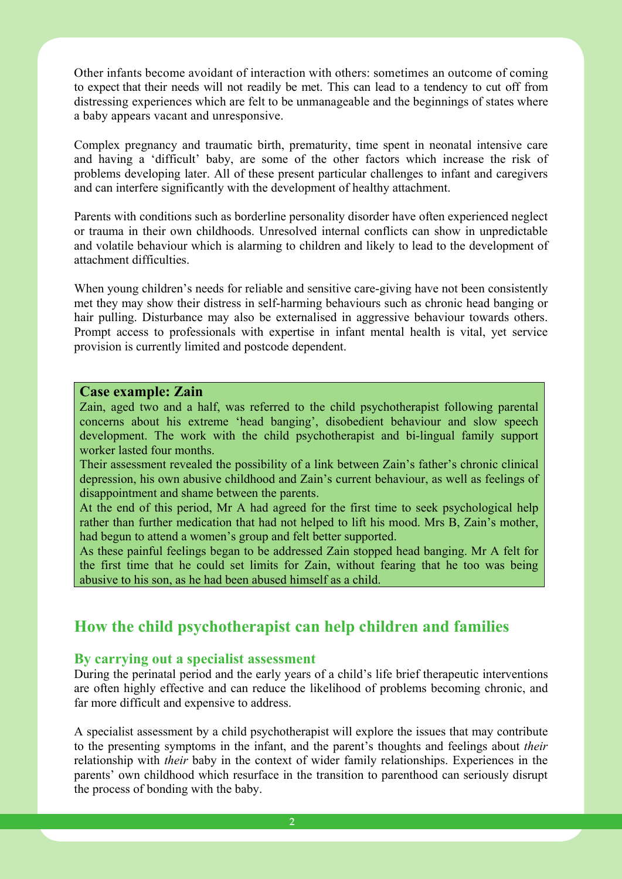Other infants become avoidant of interaction with others: sometimes an outcome of coming to expect that their needs will not readily be met. This can lead to a tendency to cut off from distressing experiences which are felt to be unmanageable and the beginnings of states where a baby appears vacant and unresponsive.

Complex pregnancy and traumatic birth, prematurity, time spent in neonatal intensive care and having a 'difficult' baby, are some of the other factors which increase the risk of problems developing later. All of these present particular challenges to infant and caregivers and can interfere significantly with the development of healthy attachment.

Parents with conditions such as borderline personality disorder have often experienced neglect or trauma in their own childhoods. Unresolved internal conflicts can show in unpredictable and volatile behaviour which is alarming to children and likely to lead to the development of attachment difficulties.

When young children's needs for reliable and sensitive care-giving have not been consistently met they may show their distress in self-harming behaviours such as chronic head banging or hair pulling. Disturbance may also be externalised in aggressive behaviour towards others. Prompt access to professionals with expertise in infant mental health is vital, yet service provision is currently limited and postcode dependent.

> **Case example: Zain**
>
> Zain, aged two and a half, was referred to the child psychotherapist following parental concerns about his extreme 'head banging', disobedient behaviour and slow speech development. The work with the child psychotherapist and bi-lingual family support worker lasted four months.
>
> Their assessment revealed the possibility of a link between Zain's father's chronic clinical depression, his own abusive childhood and Zain's current behaviour, as well as feelings of disappointment and shame between the parents.
>
> At the end of this period, Mr A had agreed for the first time to seek psychological help rather than further medication that had not helped to lift his mood. Mrs B, Zain's mother, had begun to attend a women's group and felt better supported.
>
> As these painful feelings began to be addressed Zain stopped head banging. Mr A felt for the first time that he could set limits for Zain, without fearing that he too was being abusive to his son, as he had been abused himself as a child.

## How the child psychotherapist can help children and families

### By carrying out a specialist assessment

During the perinatal period and the early years of a child's life brief therapeutic interventions are often highly effective and can reduce the likelihood of problems becoming chronic, and far more difficult and expensive to address.

A specialist assessment by a child psychotherapist will explore the issues that may contribute to the presenting symptoms in the infant, and the parent's thoughts and feelings about *their* relationship with *their* baby in the context of wider family relationships. Experiences in the parents' own childhood which resurface in the transition to parenthood can seriously disrupt the process of bonding with the baby.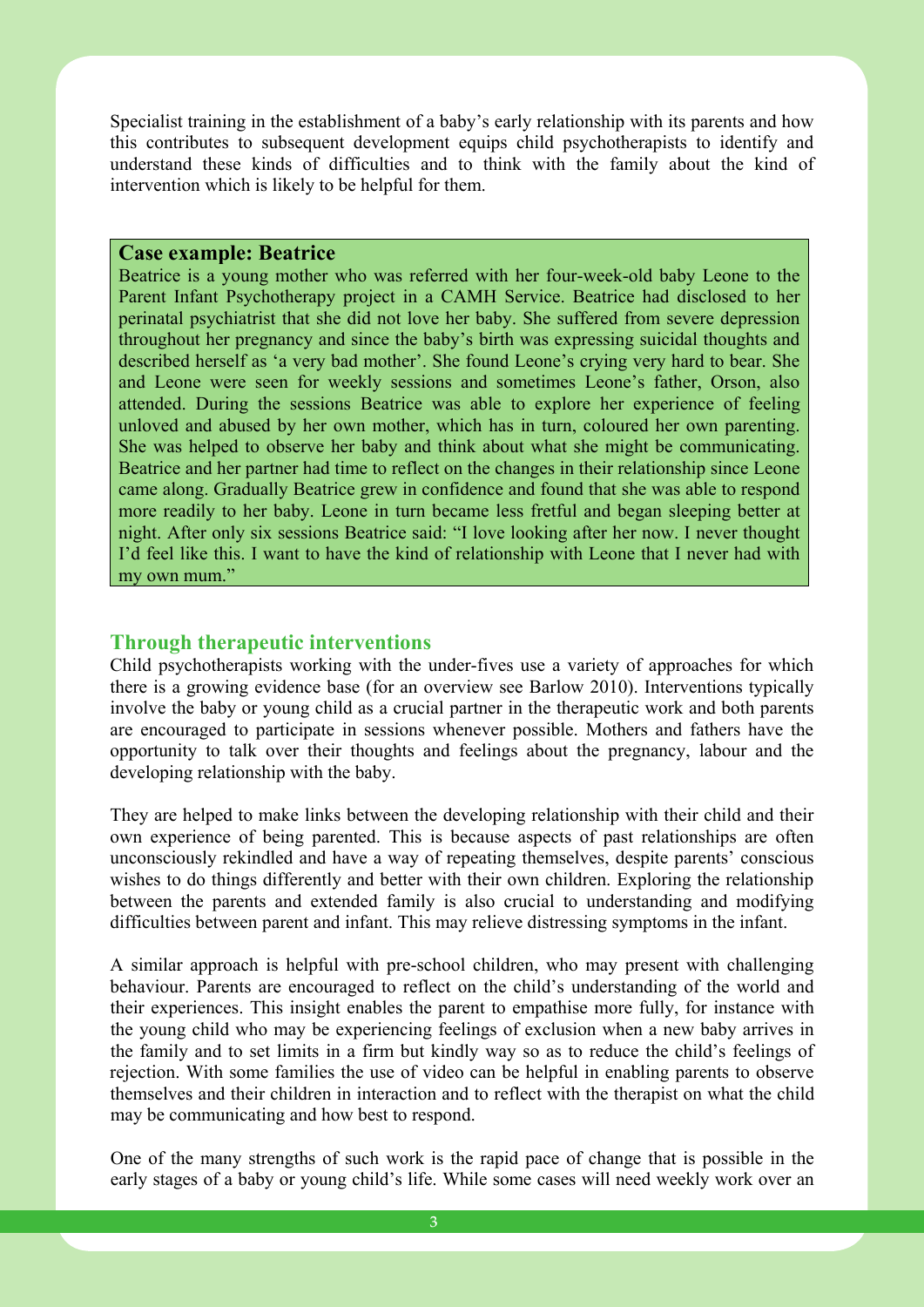Specialist training in the establishment of a baby's early relationship with its parents and how this contributes to subsequent development equips child psychotherapists to identify and understand these kinds of difficulties and to think with the family about the kind of intervention which is likely to be helpful for them.

> **Case example: Beatrice**
>
> Beatrice is a young mother who was referred with her four-week-old baby Leone to the Parent Infant Psychotherapy project in a CAMH Service. Beatrice had disclosed to her perinatal psychiatrist that she did not love her baby. She suffered from severe depression throughout her pregnancy and since the baby's birth was expressing suicidal thoughts and described herself as 'a very bad mother'. She found Leone's crying very hard to bear. She and Leone were seen for weekly sessions and sometimes Leone's father, Orson, also attended. During the sessions Beatrice was able to explore her experience of feeling unloved and abused by her own mother, which has in turn, coloured her own parenting. She was helped to observe her baby and think about what she might be communicating. Beatrice and her partner had time to reflect on the changes in their relationship since Leone came along. Gradually Beatrice grew in confidence and found that she was able to respond more readily to her baby. Leone in turn became less fretful and began sleeping better at night. After only six sessions Beatrice said: "I love looking after her now. I never thought I'd feel like this. I want to have the kind of relationship with Leone that I never had with my own mum."

## Through therapeutic interventions

Child psychotherapists working with the under-fives use a variety of approaches for which there is a growing evidence base (for an overview see Barlow 2010). Interventions typically involve the baby or young child as a crucial partner in the therapeutic work and both parents are encouraged to participate in sessions whenever possible. Mothers and fathers have the opportunity to talk over their thoughts and feelings about the pregnancy, labour and the developing relationship with the baby.

They are helped to make links between the developing relationship with their child and their own experience of being parented. This is because aspects of past relationships are often unconsciously rekindled and have a way of repeating themselves, despite parents' conscious wishes to do things differently and better with their own children. Exploring the relationship between the parents and extended family is also crucial to understanding and modifying difficulties between parent and infant. This may relieve distressing symptoms in the infant.

A similar approach is helpful with pre-school children, who may present with challenging behaviour. Parents are encouraged to reflect on the child's understanding of the world and their experiences. This insight enables the parent to empathise more fully, for instance with the young child who may be experiencing feelings of exclusion when a new baby arrives in the family and to set limits in a firm but kindly way so as to reduce the child's feelings of rejection. With some families the use of video can be helpful in enabling parents to observe themselves and their children in interaction and to reflect with the therapist on what the child may be communicating and how best to respond.

One of the many strengths of such work is the rapid pace of change that is possible in the early stages of a baby or young child's life. While some cases will need weekly work over an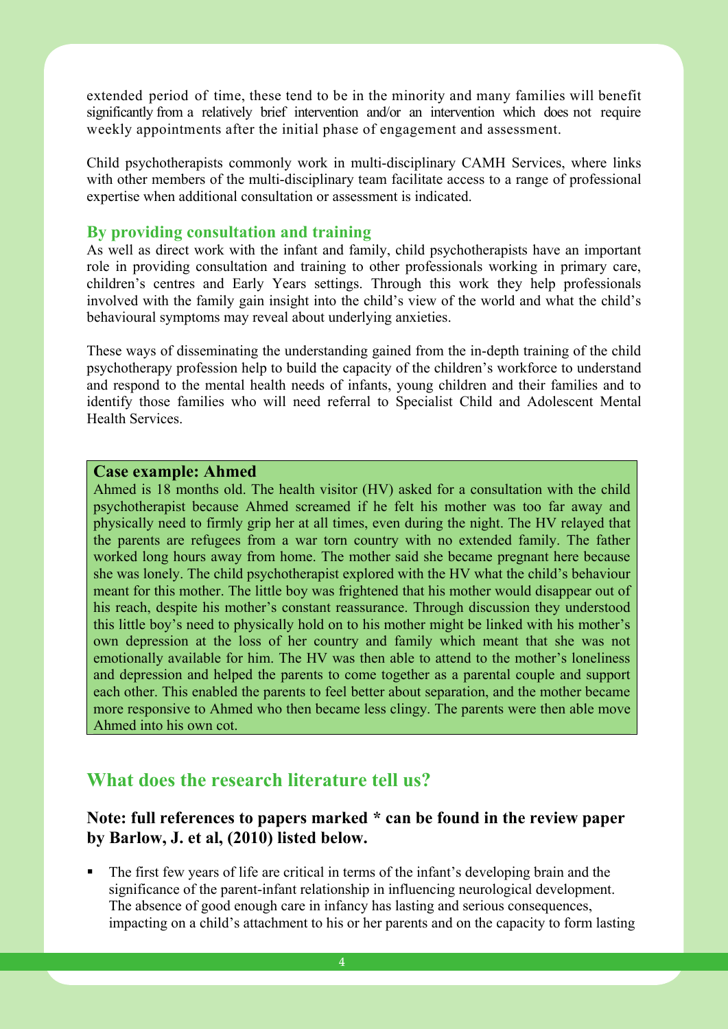extended period of time, these tend to be in the minority and many families will benefit significantly from a relatively brief intervention and/or an intervention which does not require weekly appointments after the initial phase of engagement and assessment.

Child psychotherapists commonly work in multi-disciplinary CAMH Services, where links with other members of the multi-disciplinary team facilitate access to a range of professional expertise when additional consultation or assessment is indicated.

### By providing consultation and training

As well as direct work with the infant and family, child psychotherapists have an important role in providing consultation and training to other professionals working in primary care, children's centres and Early Years settings. Through this work they help professionals involved with the family gain insight into the child's view of the world and what the child's behavioural symptoms may reveal about underlying anxieties.

These ways of disseminating the understanding gained from the in-depth training of the child psychotherapy profession help to build the capacity of the children's workforce to understand and respond to the mental health needs of infants, young children and their families and to identify those families who will need referral to Specialist Child and Adolescent Mental Health Services.

**Case example: Ahmed**

Ahmed is 18 months old. The health visitor (HV) asked for a consultation with the child psychotherapist because Ahmed screamed if he felt his mother was too far away and physically need to firmly grip her at all times, even during the night. The HV relayed that the parents are refugees from a war torn country with no extended family. The father worked long hours away from home. The mother said she became pregnant here because she was lonely. The child psychotherapist explored with the HV what the child's behaviour meant for this mother. The little boy was frightened that his mother would disappear out of his reach, despite his mother's constant reassurance. Through discussion they understood this little boy's need to physically hold on to his mother might be linked with his mother's own depression at the loss of her country and family which meant that she was not emotionally available for him. The HV was then able to attend to the mother's loneliness and depression and helped the parents to come together as a parental couple and support each other. This enabled the parents to feel better about separation, and the mother became more responsive to Ahmed who then became less clingy. The parents were then able move Ahmed into his own cot.

## What does the research literature tell us?

### Note: full references to papers marked * can be found in the review paper by Barlow, J. et al, (2010) listed below.

- The first few years of life are critical in terms of the infant's developing brain and the significance of the parent-infant relationship in influencing neurological development. The absence of good enough care in infancy has lasting and serious consequences, impacting on a child's attachment to his or her parents and on the capacity to form lasting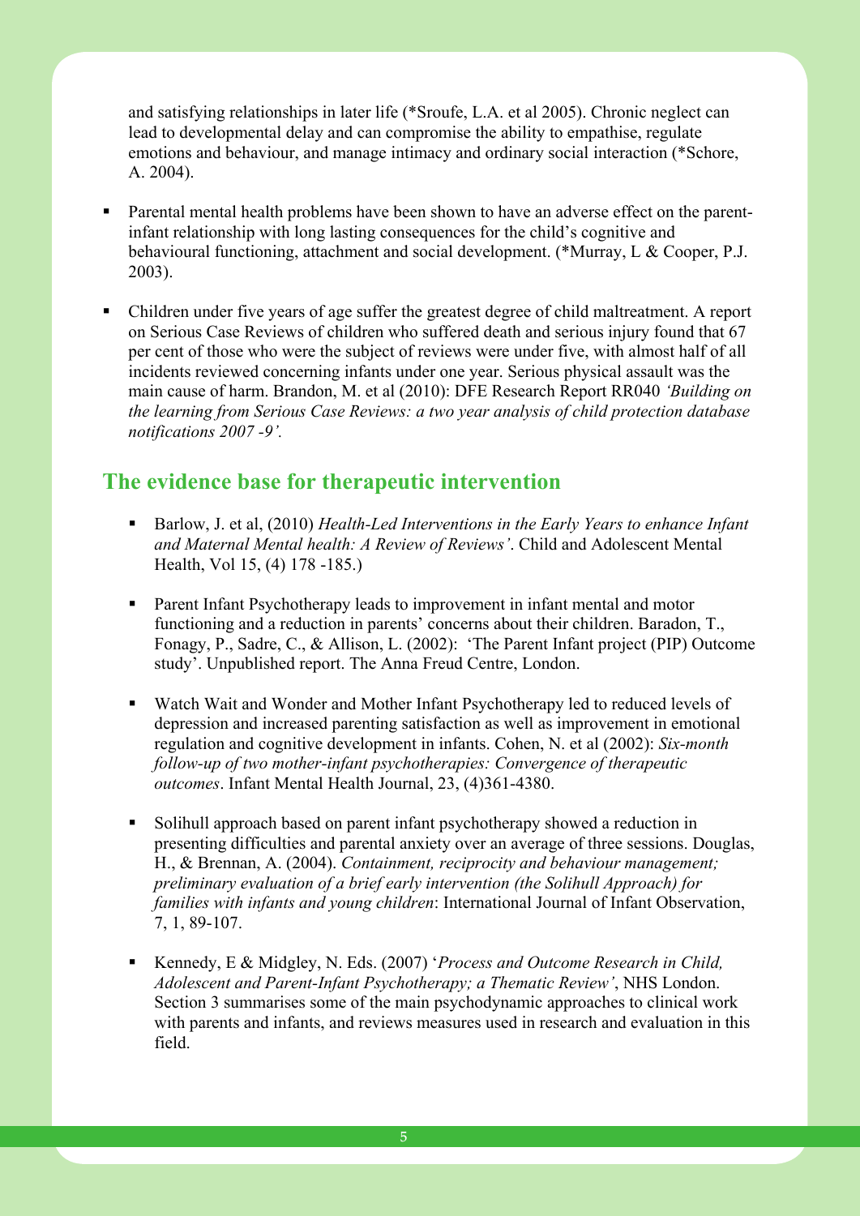and satisfying relationships in later life (*Sroufe, L.A. et al 2005). Chronic neglect can lead to developmental delay and can compromise the ability to empathise, regulate emotions and behaviour, and manage intimacy and ordinary social interaction (*Schore, A. 2004).

- Parental mental health problems have been shown to have an adverse effect on the parent-infant relationship with long lasting consequences for the child's cognitive and behavioural functioning, attachment and social development. (*Murray, L & Cooper, P.J. 2003).

- Children under five years of age suffer the greatest degree of child maltreatment. A report on Serious Case Reviews of children who suffered death and serious injury found that 67 per cent of those who were the subject of reviews were under five, with almost half of all incidents reviewed concerning infants under one year. Serious physical assault was the main cause of harm. Brandon, M. et al (2010): DFE Research Report RR040 *'Building on the learning from Serious Case Reviews: a two year analysis of child protection database notifications 2007 -9'.*

## The evidence base for therapeutic intervention

- Barlow, J. et al, (2010) *Health-Led Interventions in the Early Years to enhance Infant and Maternal Mental health: A Review of Reviews'*. Child and Adolescent Mental Health, Vol 15, (4) 178 -185.)

- Parent Infant Psychotherapy leads to improvement in infant mental and motor functioning and a reduction in parents' concerns about their children. Baradon, T., Fonagy, P., Sadre, C., & Allison, L. (2002): 'The Parent Infant project (PIP) Outcome study'. Unpublished report. The Anna Freud Centre, London.

- Watch Wait and Wonder and Mother Infant Psychotherapy led to reduced levels of depression and increased parenting satisfaction as well as improvement in emotional regulation and cognitive development in infants. Cohen, N. et al (2002): *Six-month follow-up of two mother-infant psychotherapies: Convergence of therapeutic outcomes*. Infant Mental Health Journal, 23, (4)361-4380.

- Solihull approach based on parent infant psychotherapy showed a reduction in presenting difficulties and parental anxiety over an average of three sessions. Douglas, H., & Brennan, A. (2004). *Containment, reciprocity and behaviour management; preliminary evaluation of a brief early intervention (the Solihull Approach) for families with infants and young children*: International Journal of Infant Observation, 7, 1, 89-107.

- Kennedy, E & Midgley, N. Eds. (2007) '*Process and Outcome Research in Child, Adolescent and Parent-Infant Psychotherapy; a Thematic Review'*, NHS London. Section 3 summarises some of the main psychodynamic approaches to clinical work with parents and infants, and reviews measures used in research and evaluation in this field.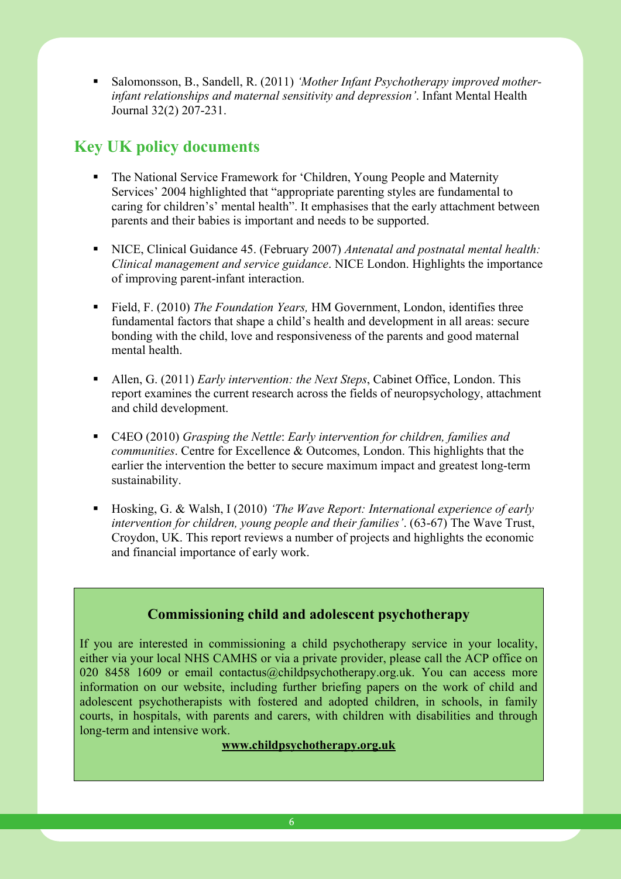- Salomonsson, B., Sandell, R. (2011) *'Mother Infant Psychotherapy improved mother-infant relationships and maternal sensitivity and depression'*. Infant Mental Health Journal 32(2) 207-231.

## Key UK policy documents

- The National Service Framework for 'Children, Young People and Maternity Services' 2004 highlighted that "appropriate parenting styles are fundamental to caring for children's' mental health". It emphasises that the early attachment between parents and their babies is important and needs to be supported.

- NICE, Clinical Guidance 45. (February 2007) *Antenatal and postnatal mental health: Clinical management and service guidance*. NICE London. Highlights the importance of improving parent-infant interaction.

- Field, F. (2010) *The Foundation Years,* HM Government, London, identifies three fundamental factors that shape a child's health and development in all areas: secure bonding with the child, love and responsiveness of the parents and good maternal mental health.

- Allen, G. (2011) *Early intervention: the Next Steps*, Cabinet Office, London. This report examines the current research across the fields of neuropsychology, attachment and child development.

- C4EO (2010) *Grasping the Nettle*: *Early intervention for children, families and communities*. Centre for Excellence & Outcomes, London. This highlights that the earlier the intervention the better to secure maximum impact and greatest long-term sustainability.

- Hosking, G. & Walsh, I (2010) *'The Wave Report: International experience of early intervention for children, young people and their families'*. (63-67) The Wave Trust, Croydon, UK. This report reviews a number of projects and highlights the economic and financial importance of early work.

**Commissioning child and adolescent psychotherapy**

If you are interested in commissioning a child psychotherapy service in your locality, either via your local NHS CAMHS or via a private provider, please call the ACP office on 020 8458 1609 or email contactus@childpsychotherapy.org.uk. You can access more information on our website, including further briefing papers on the work of child and adolescent psychotherapists with fostered and adopted children, in schools, in family courts, in hospitals, with parents and carers, with children with disabilities and through long-term and intensive work.

**www.childpsychotherapy.org.uk**